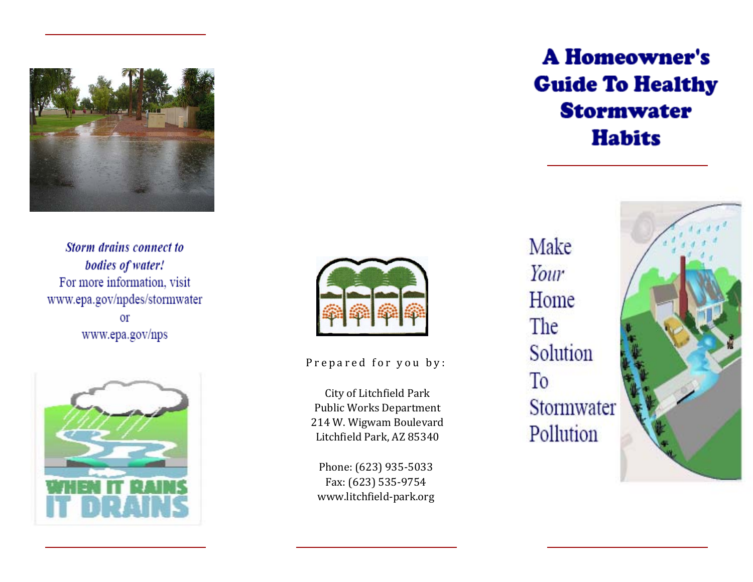*Storm drains connect to bodies of water!*

For more information, visit www.epa.gov/npdes/stormwater or www.epa.gov/nps

WHEN IT RAINS IT DRAINS

Prepared for you by:

City of Litchfield Park
Public Works Department
214 W. Wigwam Boulevard
Litchfield Park, AZ 85340

Phone: (623) 935-5033
Fax: (623) 535-9754
www.litchfield-park.org

# A Homeowner's Guide To Healthy Stormwater Habits

Make *Your* Home The Solution To Stormwater Pollution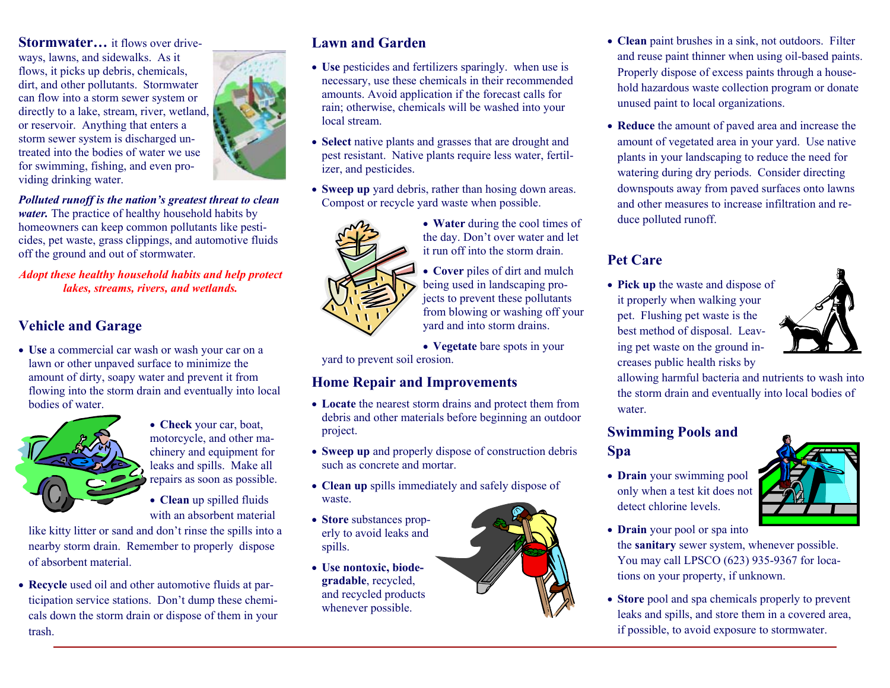**Stormwater…** it flows over driveways, lawns, and sidewalks. As it flows, it picks up debris, chemicals, dirt, and other pollutants. Stormwater can flow into a storm sewer system or directly to a lake, stream, river, wetland, or reservoir. Anything that enters a storm sewer system is discharged untreated into the bodies of water we use for swimming, fishing, and even providing drinking water.

***Polluted runoff is the nation's greatest threat to clean water.*** The practice of healthy household habits by homeowners can keep common pollutants like pesticides, pet waste, grass clippings, and automotive fluids off the ground and out of stormwater.

***Adopt these healthy household habits and help protect lakes, streams, rivers, and wetlands.***

## Vehicle and Garage

- **Use** a commercial car wash or wash your car on a lawn or other unpaved surface to minimize the amount of dirty, soapy water and prevent it from flowing into the storm drain and eventually into local bodies of water.
- **Check** your car, boat, motorcycle, and other machinery and equipment for leaks and spills. Make all repairs as soon as possible.
- **Clean** up spilled fluids with an absorbent material like kitty litter or sand and don't rinse the spills into a nearby storm drain. Remember to properly dispose of absorbent material.
- **Recycle** used oil and other automotive fluids at participation service stations. Don't dump these chemicals down the storm drain or dispose of them in your trash.

## Lawn and Garden

- **Use** pesticides and fertilizers sparingly. when use is necessary, use these chemicals in their recommended amounts. Avoid application if the forecast calls for rain; otherwise, chemicals will be washed into your local stream.
- **Select** native plants and grasses that are drought and pest resistant. Native plants require less water, fertilizer, and pesticides.
- **Sweep up** yard debris, rather than hosing down areas. Compost or recycle yard waste when possible.
- **Water** during the cool times of the day. Don't over water and let it run off into the storm drain.
- **Cover** piles of dirt and mulch being used in landscaping projects to prevent these pollutants from blowing or washing off your yard and into storm drains.
- **Vegetate** bare spots in your yard to prevent soil erosion.

## Home Repair and Improvements

- **Locate** the nearest storm drains and protect them from debris and other materials before beginning an outdoor project.
- **Sweep up** and properly dispose of construction debris such as concrete and mortar.
- **Clean up** spills immediately and safely dispose of waste.
- **Store** substances properly to avoid leaks and spills.
- **Use nontoxic, biodegradable**, recycled, and recycled products whenever possible.
- **Clean** paint brushes in a sink, not outdoors. Filter and reuse paint thinner when using oil-based paints. Properly dispose of excess paints through a household hazardous waste collection program or donate unused paint to local organizations.
- **Reduce** the amount of paved area and increase the amount of vegetated area in your yard. Use native plants in your landscaping to reduce the need for watering during dry periods. Consider directing downspouts away from paved surfaces onto lawns and other measures to increase infiltration and reduce polluted runoff.

## Pet Care

- **Pick up** the waste and dispose of it properly when walking your pet. Flushing pet waste is the best method of disposal. Leaving pet waste on the ground increases public health risks by allowing harmful bacteria and nutrients to wash into the storm drain and eventually into local bodies of water.

## Swimming Pools and Spa

- **Drain** your swimming pool only when a test kit does not detect chlorine levels.
- **Drain** your pool or spa into the **sanitary** sewer system, whenever possible. You may call LPSCO (623) 935-9367 for locations on your property, if unknown.
- **Store** pool and spa chemicals properly to prevent leaks and spills, and store them in a covered area, if possible, to avoid exposure to stormwater.